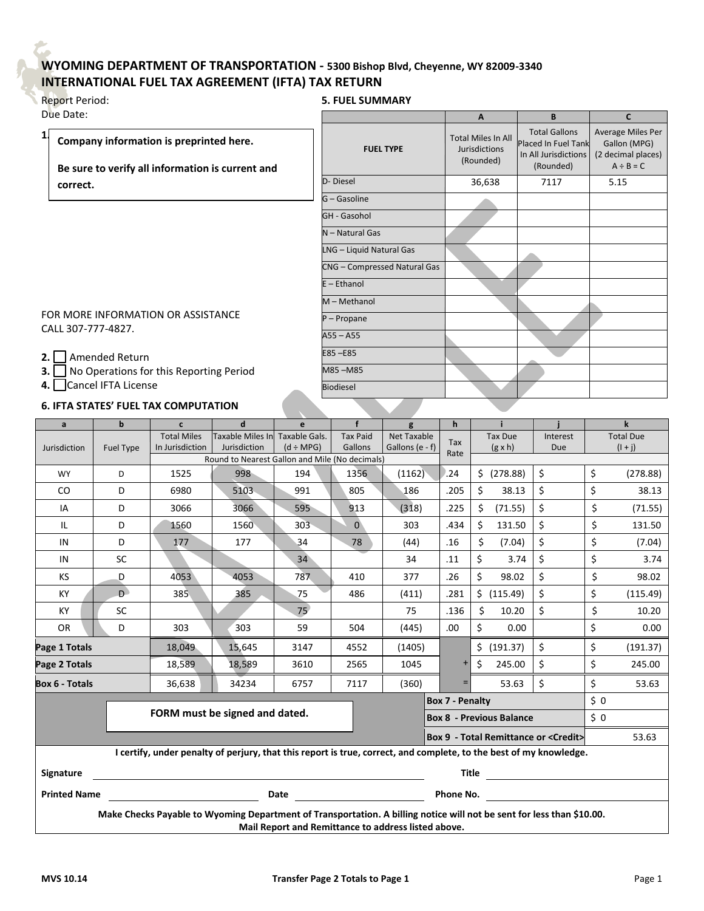# WYOMING DEPARTMENT OF TRANSPORTATION - 5300 Bishop Blvd, Cheyenne, WY 82009-3340
## INTERNATIONAL FUEL TAX AGREEMENT (IFTA) TAX RETURN

Report Period:

Due Date:

1. **Company information is preprinted here.**

   **Be sure to verify all information is current and correct.**

FOR MORE INFORMATION OR ASSISTANCE CALL 307-777-4827.

2. ☐ Amended Return
3. ☐ No Operations for this Reporting Period
4. ☐ Cancel IFTA License

### 5. FUEL SUMMARY

| FUEL TYPE | A<br>Total Miles In All Jurisdictions (Rounded) | B<br>Total Gallons Placed In Fuel Tank In All Jurisdictions (Rounded) | C<br>Average Miles Per Gallon (MPG) (2 decimal places) A ÷ B = C |
|---|---|---|---|
| D- Diesel | 36,638 | 7117 | 5.15 |
| G – Gasoline | | | |
| GH - Gasohol | | | |
| N – Natural Gas | | | |
| LNG – Liquid Natural Gas | | | |
| CNG – Compressed Natural Gas | | | |
| E – Ethanol | | | |
| M – Methanol | | | |
| P – Propane | | | |
| A55 – A55 | | | |
| E85 –E85 | | | |
| M85 –M85 | | | |
| Biodiesel | | | |

### 6. IFTA STATES' FUEL TAX COMPUTATION

| a<br>Jurisdiction | b<br>Fuel Type | c<br>Total Miles In Jurisdiction | d<br>Taxable Miles In Jurisdiction | e<br>Taxable Gals. (d ÷ MPG) | f<br>Tax Paid Gallons | g<br>Net Taxable Gallons (e - f) | h<br>Tax Rate | i<br>Tax Due (g x h) | j<br>Interest Due | k<br>Total Due (I + j) |
|---|---|---|---|---|---|---|---|---|---|---|
| | | Round to Nearest Gallon and Mile (No decimals) | | | | | | | | |
| WY | D | 1525 | 998 | 194 | 1356 | (1162) | .24 | $ (278.88) | $ | $ (278.88) |
| CO | D | 6980 | 5103 | 991 | 805 | 186 | .205 | $ 38.13 | $ | $ 38.13 |
| IA | D | 3066 | 3066 | 595 | 913 | (318) | .225 | $ (71.55) | $ | $ (71.55) |
| IL | D | 1560 | 1560 | 303 | 0 | 303 | .434 | $ 131.50 | $ | $ 131.50 |
| IN | D | 177 | 177 | 34 | 78 | (44) | .16 | $ (7.04) | $ | $ (7.04) |
| IN | SC | | | 34 | | 34 | .11 | $ 3.74 | $ | $ 3.74 |
| KS | D | 4053 | 4053 | 787 | 410 | 377 | .26 | $ 98.02 | $ | $ 98.02 |
| KY | D | 385 | 385 | 75 | 486 | (411) | .281 | $ (115.49) | $ | $ (115.49) |
| KY | SC | | | 75 | | 75 | .136 | $ 10.20 | $ | $ 10.20 |
| OR | D | 303 | 303 | 59 | 504 | (445) | .00 | $ 0.00 | | $ 0.00 |
| **Page 1 Totals** | | 18,049 | 15,645 | 3147 | 4552 | (1405) | | $ (191.37) | $ | $ (191.37) |
| **Page 2 Totals** | | 18,589 | 18,589 | 3610 | 2565 | 1045 | + | $ 245.00 | $ | $ 245.00 |
| **Box 6 - Totals** | | 36,638 | 34234 | 6757 | 7117 | (360) | = | 53.63 | $ | $ 53.63 |

**FORM must be signed and dated.**

| | |
|---|---|
| **Box 7 - Penalty** | $ 0 |
| **Box 8 - Previous Balance** | $ 0 |
| **Box 9 - Total Remittance or <Credit>** | 53.63 |

**I certify, under penalty of perjury, that this report is true, correct, and complete, to the best of my knowledge.**

**Signature** ______________________ **Title** ______________________

**Printed Name** ______________________ **Date** ______________________ **Phone No.** ______________________

**Make Checks Payable to Wyoming Department of Transportation. A billing notice will not be sent for less than $10.00. Mail Report and Remittance to address listed above.**

MVS 10.14

Transfer Page 2 Totals to Page 1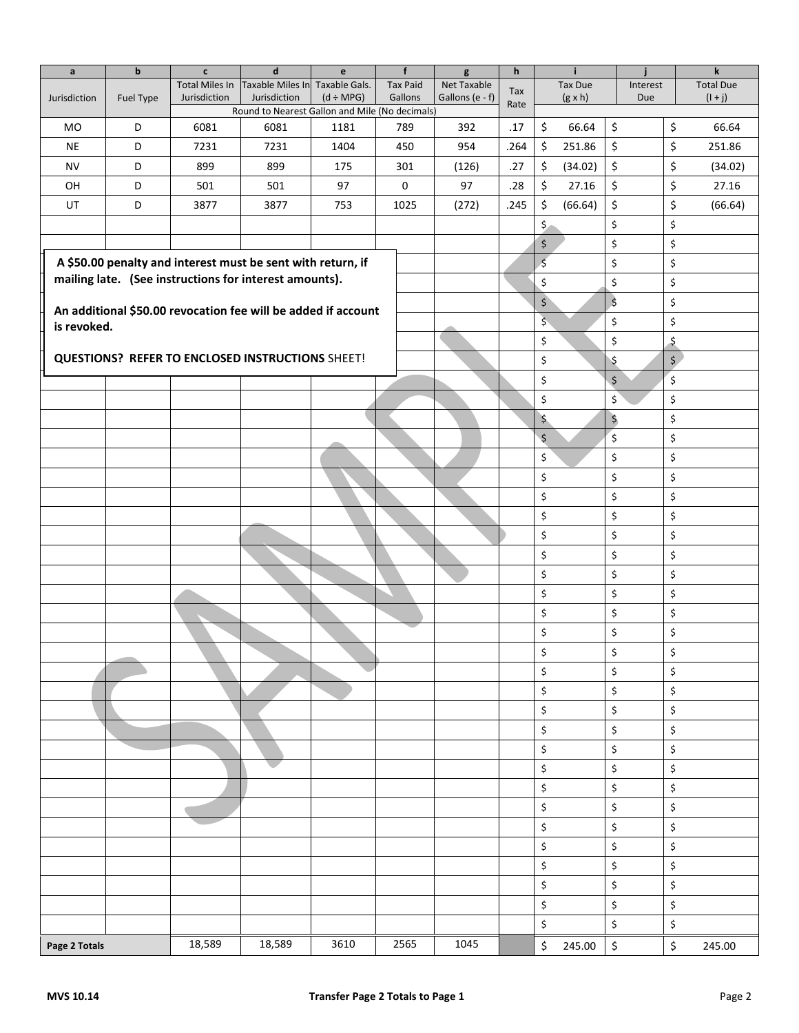| a | b | c | d | e | f | g | h | i | j | k |
|---|---|---|---|---|---|---|---|---|---|---|
| Jurisdiction | Fuel Type | Total Miles In Jurisdiction | Taxable Miles In Jurisdiction | Taxable Gals. (d ÷ MPG) | Tax Paid Gallons | Net Taxable Gallons (e - f) | Tax Rate | Tax Due (g x h) | Interest Due | Total Due (I + j) |
| | | Round to Nearest Gallon and Mile (No decimals) | | | | | | | | |
| MO | D | 6081 | 6081 | 1181 | 789 | 392 | .17 | $ 66.64 | $ | $ 66.64 |
| NE | D | 7231 | 7231 | 1404 | 450 | 954 | .264 | $ 251.86 | $ | $ 251.86 |
| NV | D | 899 | 899 | 175 | 301 | (126) | .27 | $ (34.02) | $ | $ (34.02) |
| OH | D | 501 | 501 | 97 | 0 | 97 | .28 | $ 27.16 | $ | $ 27.16 |
| UT | D | 3877 | 3877 | 753 | 1025 | (272) | .245 | $ (66.64) | $ | $ (66.64) |
| | | | | | | | | $ | $ | $ |
| | | | | | | | | $ | $ | $ |
| | | | | | | | | $ | $ | $ |
| | | | | | | | | $ | $ | $ |
| | | | | | | | | $ | $ | $ |
| | | | | | | | | $ | $ | $ |
| | | | | | | | | $ | $ | $ |
| | | | | | | | | $ | $ | $ |
| | | | | | | | | $ | $ | $ |
| | | | | | | | | $ | $ | $ |
| | | | | | | | | $ | $ | $ |
| | | | | | | | | $ | $ | $ |
| | | | | | | | | $ | $ | $ |
| | | | | | | | | $ | $ | $ |
| | | | | | | | | $ | $ | $ |
| | | | | | | | | $ | $ | $ |
| | | | | | | | | $ | $ | $ |
| | | | | | | | | $ | $ | $ |
| | | | | | | | | $ | $ | $ |
| | | | | | | | | $ | $ | $ |
| | | | | | | | | $ | $ | $ |
| | | | | | | | | $ | $ | $ |
| | | | | | | | | $ | $ | $ |
| | | | | | | | | $ | $ | $ |
| | | | | | | | | $ | $ | $ |
| | | | | | | | | $ | $ | $ |
| | | | | | | | | $ | $ | $ |
| | | | | | | | | $ | $ | $ |
| | | | | | | | | $ | $ | $ |
| | | | | | | | | $ | $ | $ |
| | | | | | | | | $ | $ | $ |
| | | | | | | | | $ | $ | $ |
| | | | | | | | | $ | $ | $ |
| | | | | | | | | $ | $ | $ |
| | | | | | | | | $ | $ | $ |
| **Page 2 Totals** | | 18,589 | 18,589 | 3610 | 2565 | 1045 | | $ 245.00 | $ | $ 245.00 |

**A $50.00 penalty and interest must be sent with return, if mailing late. (See instructions for interest amounts).**

**An additional $50.00 revocation fee will be added if account is revoked.**

**QUESTIONS? REFER TO ENCLOSED INSTRUCTIONS** SHEET!

SAMPLE

**MVS 10.14** **Transfer Page 2 Totals to Page 1**